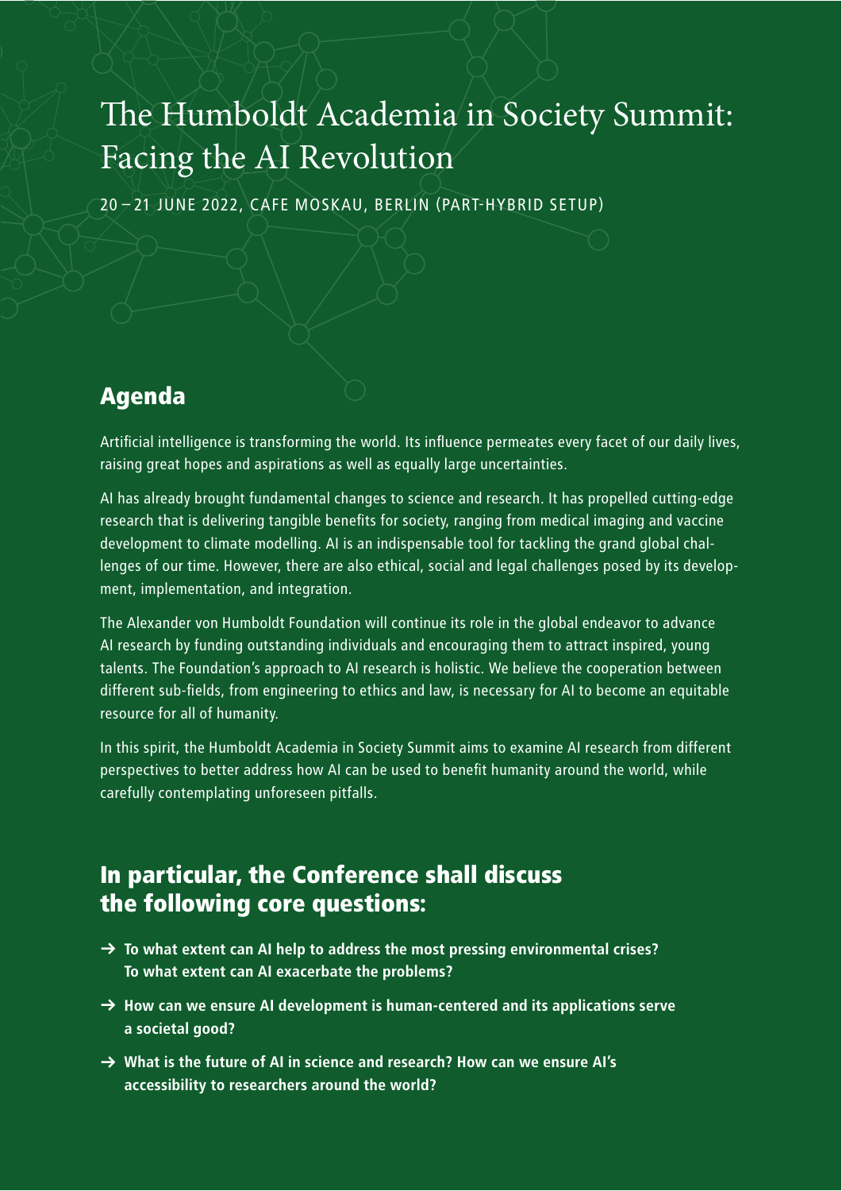# The Humboldt Academia in Society Summit: Facing the AI Revolution

20 – 21 JUNE 2022, CAFE MOSKAU, BERLIN (PART-HYBRID SETUP)

## Agenda

Artificial intelligence is transforming the world. Its influence permeates every facet of our daily lives, raising great hopes and aspirations as well as equally large uncertainties.

AI has already brought fundamental changes to science and research. It has propelled cutting-edge research that is delivering tangible benefits for society, ranging from medical imaging and vaccine development to climate modelling. AI is an indispensable tool for tackling the grand global challenges of our time. However, there are also ethical, social and legal challenges posed by its development, implementation, and integration.

The Alexander von Humboldt Foundation will continue its role in the global endeavor to advance AI research by funding outstanding individuals and encouraging them to attract inspired, young talents. The Foundation's approach to AI research is holistic. We believe the cooperation between different sub-fields, from engineering to ethics and law, is necessary for AI to become an equitable resource for all of humanity.

In this spirit, the Humboldt Academia in Society Summit aims to examine AI research from different perspectives to better address how AI can be used to benefit humanity around the world, while carefully contemplating unforeseen pitfalls.

## In particular, the Conference shall discuss the following core questions:

- → **To what extent can AI help to address the most pressing environmental crises? To what extent can AI exacerbate the problems?**
- → **How can we ensure AI development is human-centered and its applications serve a societal good?**
- → **What is the future of AI in science and research? How can we ensure AI's accessibility to researchers around the world?**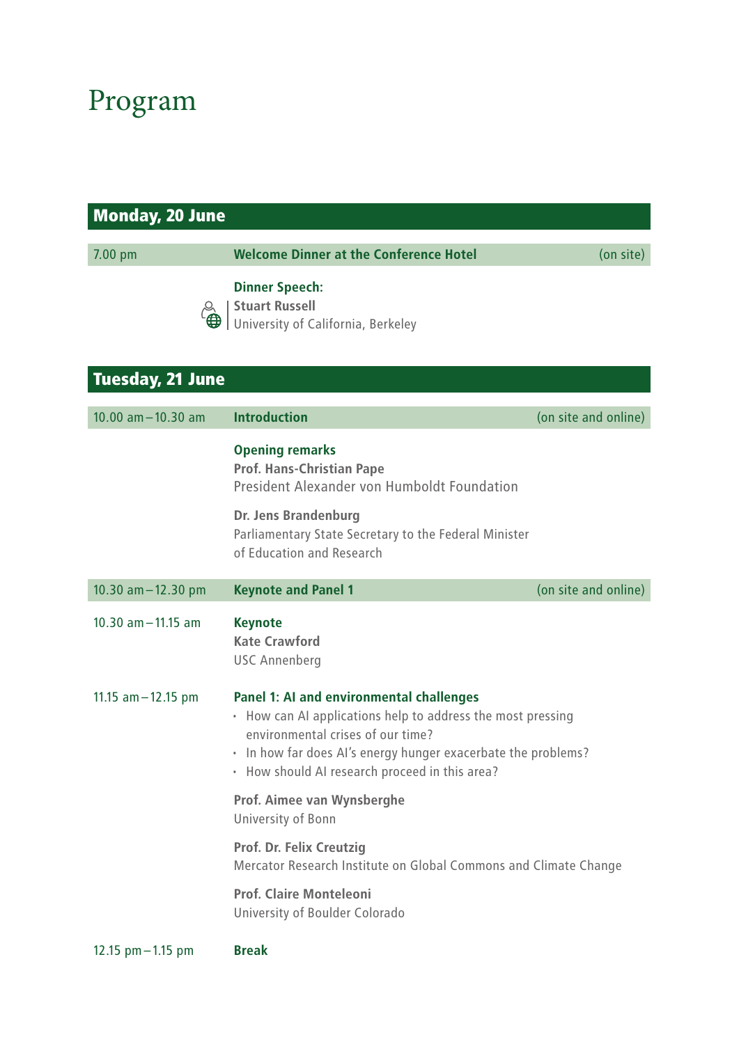# Program

## Monday, 20 June

| 7.00 pm | **Welcome Dinner at the Conference Hotel** | (on site) |
|---|---|---|

**Dinner Speech:**
**Stuart Russell**
University of California, Berkeley

## Tuesday, 21 June

| 10.00 am – 10.30 am | **Introduction** | (on site and online) |
|---|---|---|

**Opening remarks**
**Prof. Hans-Christian Pape**
President Alexander von Humboldt Foundation

**Dr. Jens Brandenburg**
Parliamentary State Secretary to the Federal Minister of Education and Research

| 10.30 am – 12.30 pm | **Keynote and Panel 1** | (on site and online) |
|---|---|---|

10.30 am – 11.15 am

**Keynote**
**Kate Crawford**
USC Annenberg

11.15 am – 12.15 pm

**Panel 1: AI and environmental challenges**

- How can AI applications help to address the most pressing environmental crises of our time?
- In how far does AI's energy hunger exacerbate the problems?
- How should AI research proceed in this area?

**Prof. Aimee van Wynsberghe**
University of Bonn

**Prof. Dr. Felix Creutzig**
Mercator Research Institute on Global Commons and Climate Change

**Prof. Claire Monteleoni**
University of Boulder Colorado

12.15 pm – 1.15 pm **Break**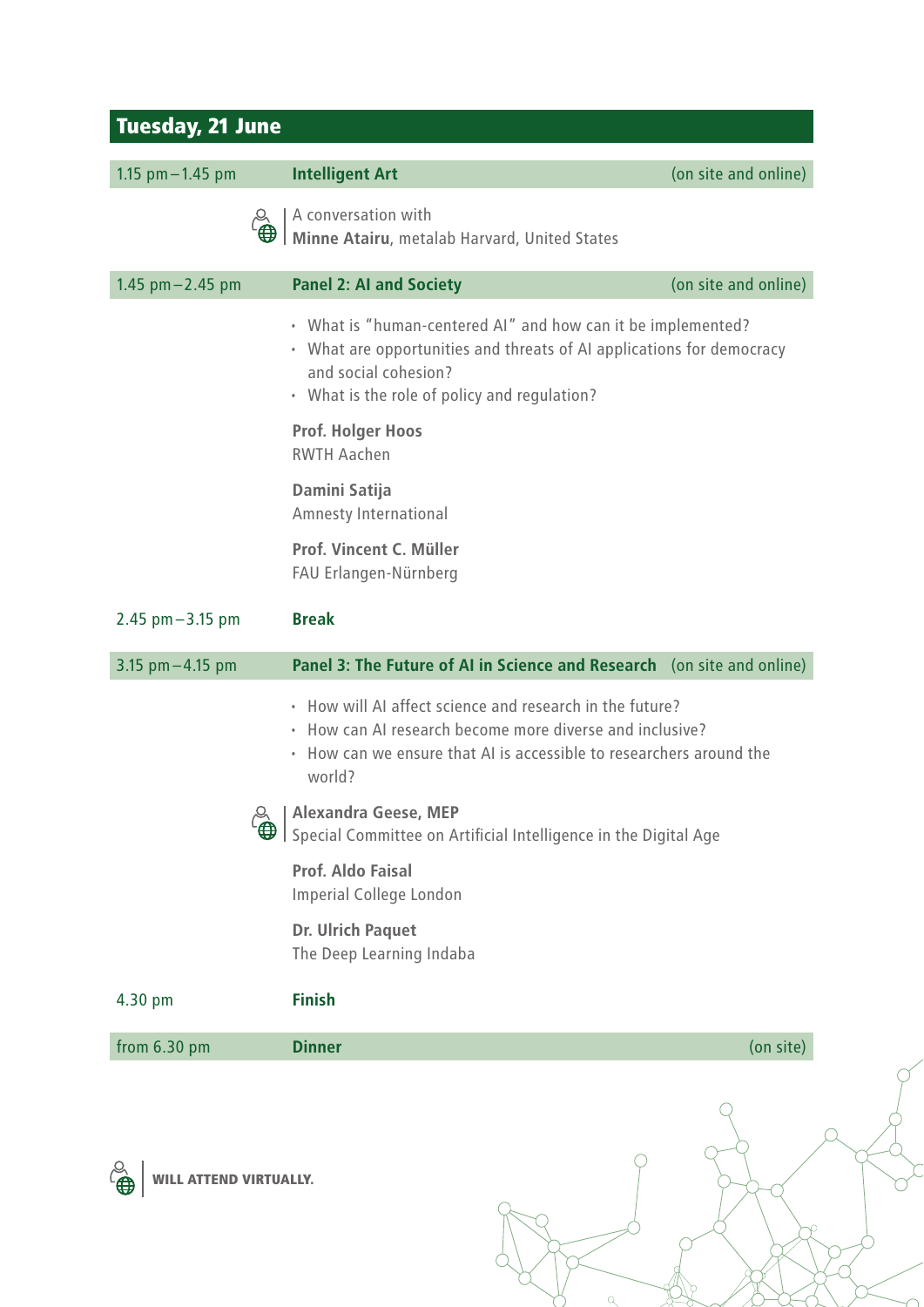## Tuesday, 21 June

**1.15 pm – 1.45 pm** | **Intelligent Art** | (on site and online)

A conversation with
**Minne Atairu**, metalab Harvard, United States (will attend virtually)

**1.45 pm – 2.45 pm** | **Panel 2: AI and Society** | (on site and online)

- What is "human-centered AI" and how can it be implemented?
- What are opportunities and threats of AI applications for democracy and social cohesion?
- What is the role of policy and regulation?

**Prof. Holger Hoos**
RWTH Aachen

**Damini Satija**
Amnesty International

**Prof. Vincent C. Müller**
FAU Erlangen-Nürnberg

**2.45 pm – 3.15 pm** | **Break**

**3.15 pm – 4.15 pm** | **Panel 3: The Future of AI in Science and Research** | (on site and online)

- How will AI affect science and research in the future?
- How can AI research become more diverse and inclusive?
- How can we ensure that AI is accessible to researchers around the world?

**Alexandra Geese, MEP** (will attend virtually)
Special Committee on Artificial Intelligence in the Digital Age

**Prof. Aldo Faisal**
Imperial College London

**Dr. Ulrich Paquet**
The Deep Learning Indaba

**4.30 pm** | **Finish**

**from 6.30 pm** | **Dinner** | (on site)

**WILL ATTEND VIRTUALLY.**